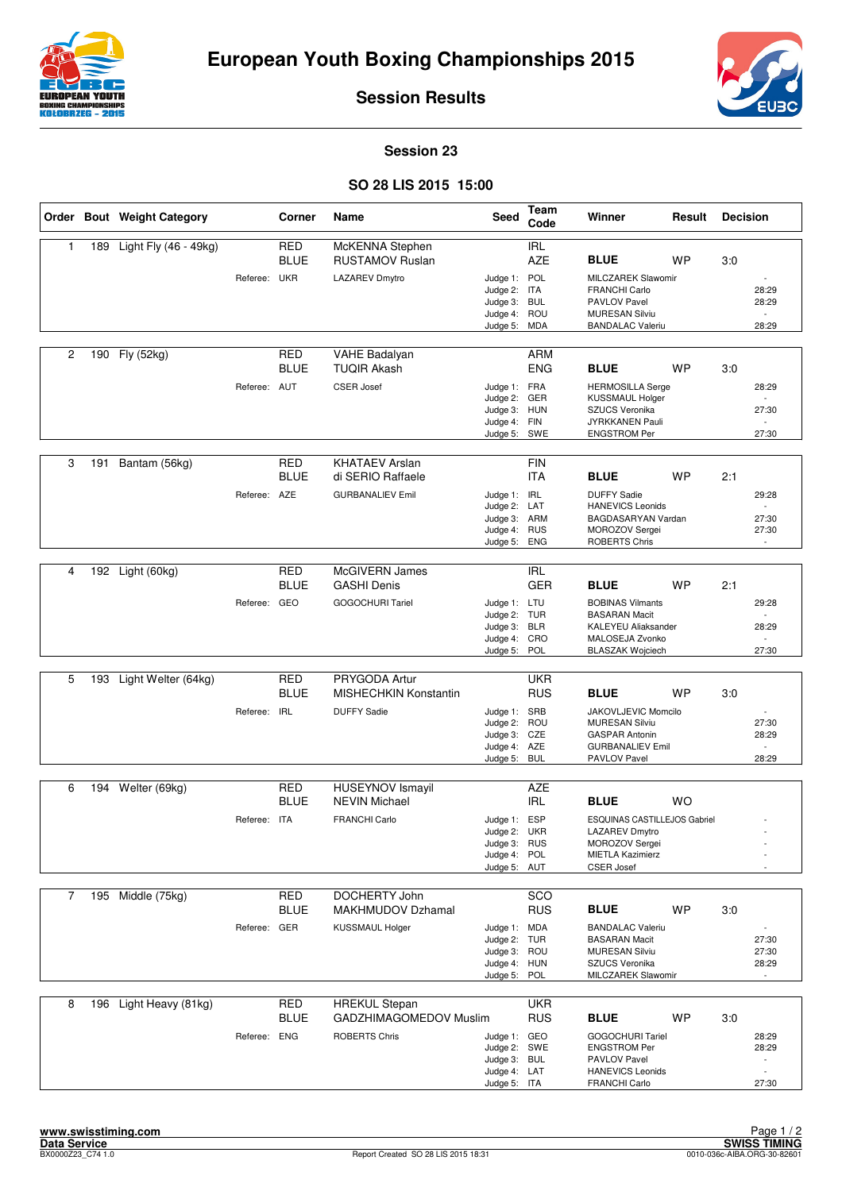# European Youth Boxing Championships 2015

## Session Results

### Session 23

### SO 28 LIS 2015 15:00

| Order | Bout | Weight Category | Corner | Name | Seed | Team Code | Winner | Result | Decision |
|---|---|---|---|---|---|---|---|---|---|
| 1 | 189 | Light Fly (46 - 49kg) | RED | McKENNA Stephen | | IRL | | | |
| | | | BLUE | RUSTAMOV Ruslan | | AZE | BLUE | WP | 3:0 |
| | | Referee: | UKR | LAZAREV Dmytro | Judge 1: | POL | MILCZAREK Slawomir | | - |
| | | | | | Judge 2: | ITA | FRANCHI Carlo | | 28:29 |
| | | | | | Judge 3: | BUL | PAVLOV Pavel | | 28:29 |
| | | | | | Judge 4: | ROU | MURESAN Silviu | | - |
| | | | | | Judge 5: | MDA | BANDALAC Valeriu | | 28:29 |
| 2 | 190 | Fly (52kg) | RED | VAHE Badalyan | | ARM | | | |
| | | | BLUE | TUQIR Akash | | ENG | BLUE | WP | 3:0 |
| | | Referee: | AUT | CSER Josef | Judge 1: | FRA | HERMOSILLA Serge | | 28:29 |
| | | | | | Judge 2: | GER | KUSSMAUL Holger | | - |
| | | | | | Judge 3: | HUN | SZUCS Veronika | | 27:30 |
| | | | | | Judge 4: | FIN | JYRKKANEN Pauli | | - |
| | | | | | Judge 5: | SWE | ENGSTROM Per | | 27:30 |
| 3 | 191 | Bantam (56kg) | RED | KHATAEV Arslan | | FIN | | | |
| | | | BLUE | di SERIO Raffaele | | ITA | BLUE | WP | 2:1 |
| | | Referee: | AZE | GURBANALIEV Emil | Judge 1: | IRL | DUFFY Sadie | | 29:28 |
| | | | | | Judge 2: | LAT | HANEVICS Leonids | | - |
| | | | | | Judge 3: | ARM | BAGDASARYAN Vardan | | 27:30 |
| | | | | | Judge 4: | RUS | MOROZOV Sergei | | 27:30 |
| | | | | | Judge 5: | ENG | ROBERTS Chris | | - |
| 4 | 192 | Light (60kg) | RED | McGIVERN James | | IRL | | | |
| | | | BLUE | GASHI Denis | | GER | BLUE | WP | 2:1 |
| | | Referee: | GEO | GOGOCHURI Tariel | Judge 1: | LTU | BOBINAS Vilmants | | 29:28 |
| | | | | | Judge 2: | TUR | BASARAN Macit | | - |
| | | | | | Judge 3: | BLR | KALEYEU Aliaksander | | 28:29 |
| | | | | | Judge 4: | CRO | MALOSEJA Zvonko | | - |
| | | | | | Judge 5: | POL | BLASZAK Wojciech | | 27:30 |
| 5 | 193 | Light Welter (64kg) | RED | PRYGODA Artur | | UKR | | | |
| | | | BLUE | MISHECHKIN Konstantin | | RUS | BLUE | WP | 3:0 |
| | | Referee: | IRL | DUFFY Sadie | Judge 1: | SRB | JAKOVLJEVIC Momcilo | | - |
| | | | | | Judge 2: | ROU | MURESAN Silviu | | 27:30 |
| | | | | | Judge 3: | CZE | GASPAR Antonin | | 28:29 |
| | | | | | Judge 4: | AZE | GURBANALIEV Emil | | - |
| | | | | | Judge 5: | BUL | PAVLOV Pavel | | 28:29 |
| 6 | 194 | Welter (69kg) | RED | HUSEYNOV Ismayil | | AZE | | | |
| | | | BLUE | NEVIN Michael | | IRL | BLUE | WO | |
| | | Referee: | ITA | FRANCHI Carlo | Judge 1: | ESP | ESQUINAS CASTILLEJOS Gabriel | | - |
| | | | | | Judge 2: | UKR | LAZAREV Dmytro | | - |
| | | | | | Judge 3: | RUS | MOROZOV Sergei | | - |
| | | | | | Judge 4: | POL | MIETLA Kazimierz | | - |
| | | | | | Judge 5: | AUT | CSER Josef | | - |
| 7 | 195 | Middle (75kg) | RED | DOCHERTY John | | SCO | | | |
| | | | BLUE | MAKHMUDOV Dzhamal | | RUS | BLUE | WP | 3:0 |
| | | Referee: | GER | KUSSMAUL Holger | Judge 1: | MDA | BANDALAC Valeriu | | - |
| | | | | | Judge 2: | TUR | BASARAN Macit | | 27:30 |
| | | | | | Judge 3: | ROU | MURESAN Silviu | | 27:30 |
| | | | | | Judge 4: | HUN | SZUCS Veronika | | 28:29 |
| | | | | | Judge 5: | POL | MILCZAREK Slawomir | | - |
| 8 | 196 | Light Heavy (81kg) | RED | HREKUL Stepan | | UKR | | | |
| | | | BLUE | GADZHIMAGOMEDOV Muslim | | RUS | BLUE | WP | 3:0 |
| | | Referee: | ENG | ROBERTS Chris | Judge 1: | GEO | GOGOCHURI Tariel | | 28:29 |
| | | | | | Judge 2: | SWE | ENGSTROM Per | | 28:29 |
| | | | | | Judge 3: | BUL | PAVLOV Pavel | | - |
| | | | | | Judge 4: | LAT | HANEVICS Leonids | | - |
| | | | | | Judge 5: | ITA | FRANCHI Carlo | | 27:30 |

www.swisstiming.com
Data Service
BX0000Z23_C74 1.0

Report Created SO 28 LIS 2015 18:31

SWISS TIMING
0010-036c-AIBA.ORG-30-82601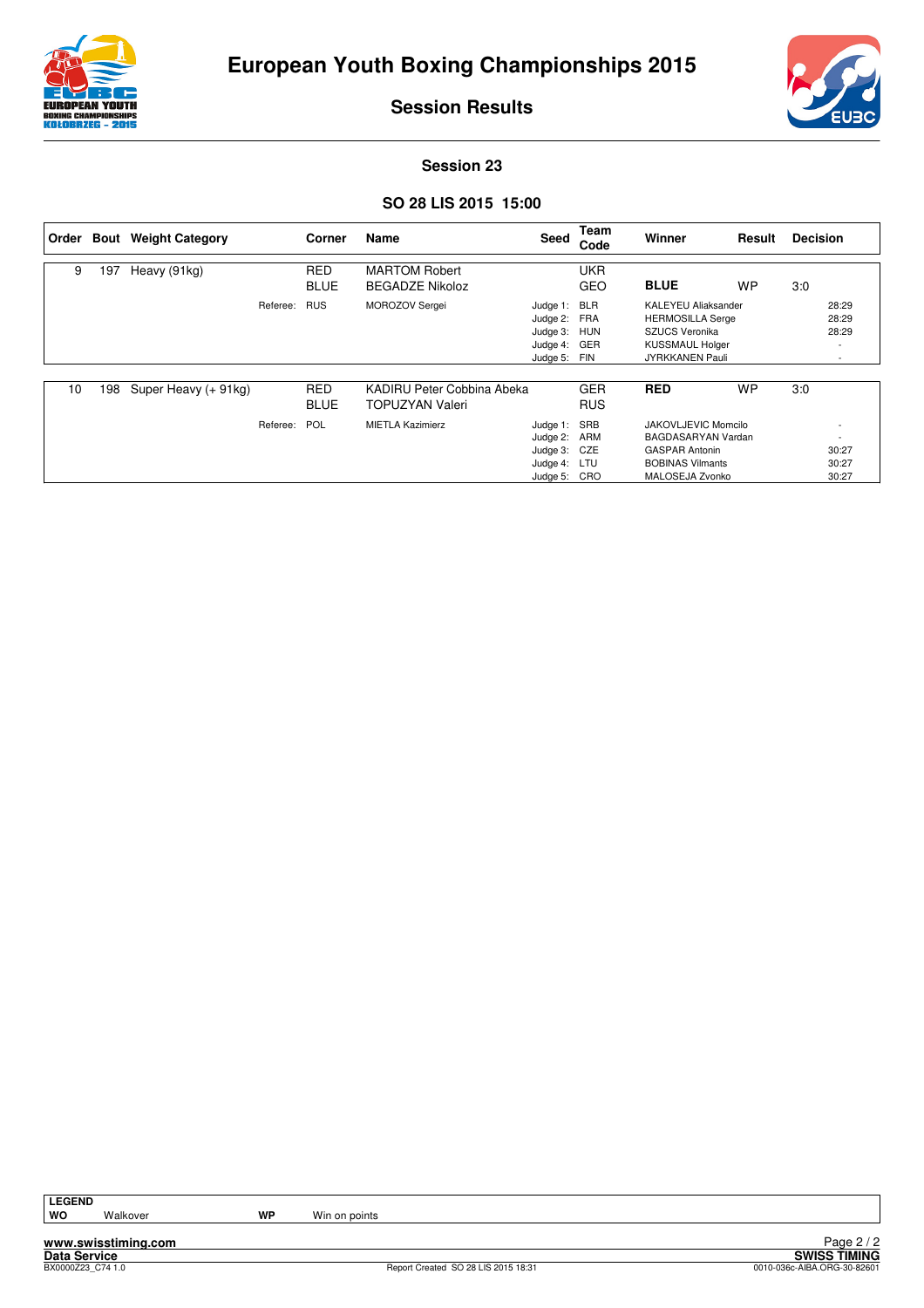# European Youth Boxing Championships 2015

## Session Results

### Session 23

### SO 28 LIS 2015 15:00

| Order | Bout | Weight Category | Corner | Name | Seed | Team Code | Winner | Result | Decision |
|---|---|---|---|---|---|---|---|---|---|
| 9 | 197 | Heavy (91kg) | RED | MARTOM Robert | | UKR | | | |
| | | | BLUE | BEGADZE Nikoloz | | GEO | **BLUE** | WP | 3:0 |
| | | Referee: | RUS | MOROZOV Sergei | Judge 1: | BLR | KALEYEU Aliaksander | | 28:29 |
| | | | | | Judge 2: | FRA | HERMOSILLA Serge | | 28:29 |
| | | | | | Judge 3: | HUN | SZUCS Veronika | | 28:29 |
| | | | | | Judge 4: | GER | KUSSMAUL Holger | | - |
| | | | | | Judge 5: | FIN | JYRKKANEN Pauli | | - |
| 10 | 198 | Super Heavy (+ 91kg) | RED | KADIRU Peter Cobbina Abeka | | GER | **RED** | WP | 3:0 |
| | | | BLUE | TOPUZYAN Valeri | | RUS | | | |
| | | Referee: | POL | MIETLA Kazimierz | Judge 1: | SRB | JAKOVLJEVIC Momcilo | | - |
| | | | | | Judge 2: | ARM | BAGDASARYAN Vardan | | - |
| | | | | | Judge 3: | CZE | GASPAR Antonin | | 30:27 |
| | | | | | Judge 4: | LTU | BOBINAS Vilmants | | 30:27 |
| | | | | | Judge 5: | CRO | MALOSEJA Zvonko | | 30:27 |

**LEGEND**

| | | | |
|---|---|---|---|
| **WO** | Walkover | **WP** | Win on points |

www.swisstiming.com
Data Service
BX0000Z23_C74 1.0
Report Created SO 28 LIS 2015 18:31
SWISS TIMING
0010-036c-AIBA.ORG-30-82601